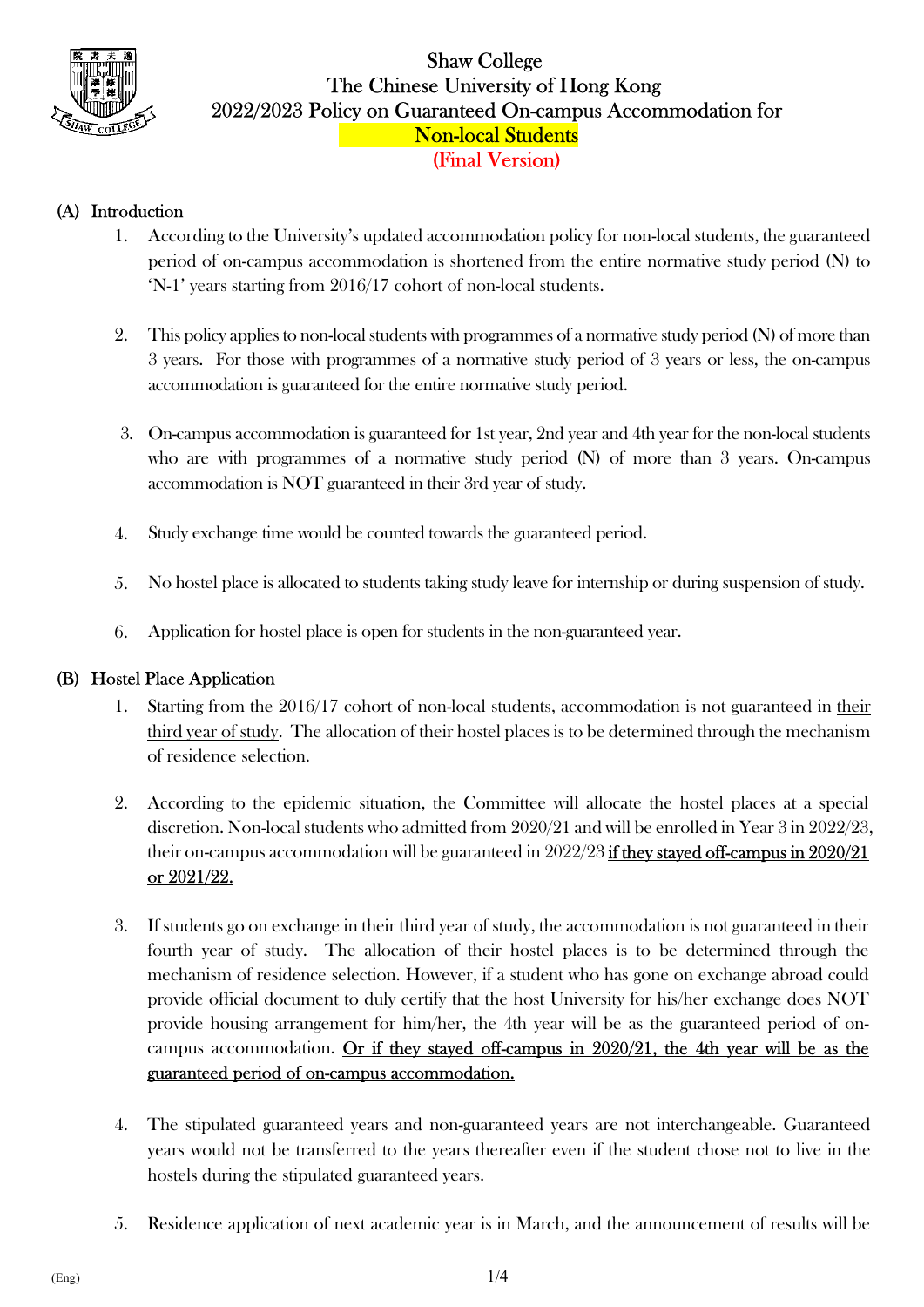# Shaw College
# The Chinese University of Hong Kong
# 2022/2023 Policy on Guaranteed On-campus Accommodation for Non-local Students
# (Final Version)

## (A) Introduction

1. According to the University's updated accommodation policy for non-local students, the guaranteed period of on-campus accommodation is shortened from the entire normative study period (N) to 'N-1' years starting from 2016/17 cohort of non-local students.

2. This policy applies to non-local students with programmes of a normative study period (N) of more than 3 years. For those with programmes of a normative study period of 3 years or less, the on-campus accommodation is guaranteed for the entire normative study period.

3. On-campus accommodation is guaranteed for 1st year, 2nd year and 4th year for the non-local students who are with programmes of a normative study period (N) of more than 3 years. On-campus accommodation is NOT guaranteed in their 3rd year of study.

4. Study exchange time would be counted towards the guaranteed period.

5. No hostel place is allocated to students taking study leave for internship or during suspension of study.

6. Application for hostel place is open for students in the non-guaranteed year.

## (B) Hostel Place Application

1. Starting from the 2016/17 cohort of non-local students, accommodation is not guaranteed in <u>their third year of study</u>. The allocation of their hostel places is to be determined through the mechanism of residence selection.

2. According to the epidemic situation, the Committee will allocate the hostel places at a special discretion. Non-local students who admitted from 2020/21 and will be enrolled in Year 3 in 2022/23, their on-campus accommodation will be guaranteed in 2022/23 <u>**if they stayed off-campus in 2020/21 or 2021/22.**</u>

3. If students go on exchange in their third year of study, the accommodation is not guaranteed in their fourth year of study. The allocation of their hostel places is to be determined through the mechanism of residence selection. However, if a student who has gone on exchange abroad could provide official document to duly certify that the host University for his/her exchange does NOT provide housing arrangement for him/her, the 4th year will be as the guaranteed period of on-campus accommodation. <u>Or if they stayed off-campus in 2020/21, the 4th year will be as the guaranteed period of on-campus accommodation.</u>

4. The stipulated guaranteed years and non-guaranteed years are not interchangeable. Guaranteed years would not be transferred to the years thereafter even if the student chose not to live in the hostels during the stipulated guaranteed years.

5. Residence application of next academic year is in March, and the announcement of results will be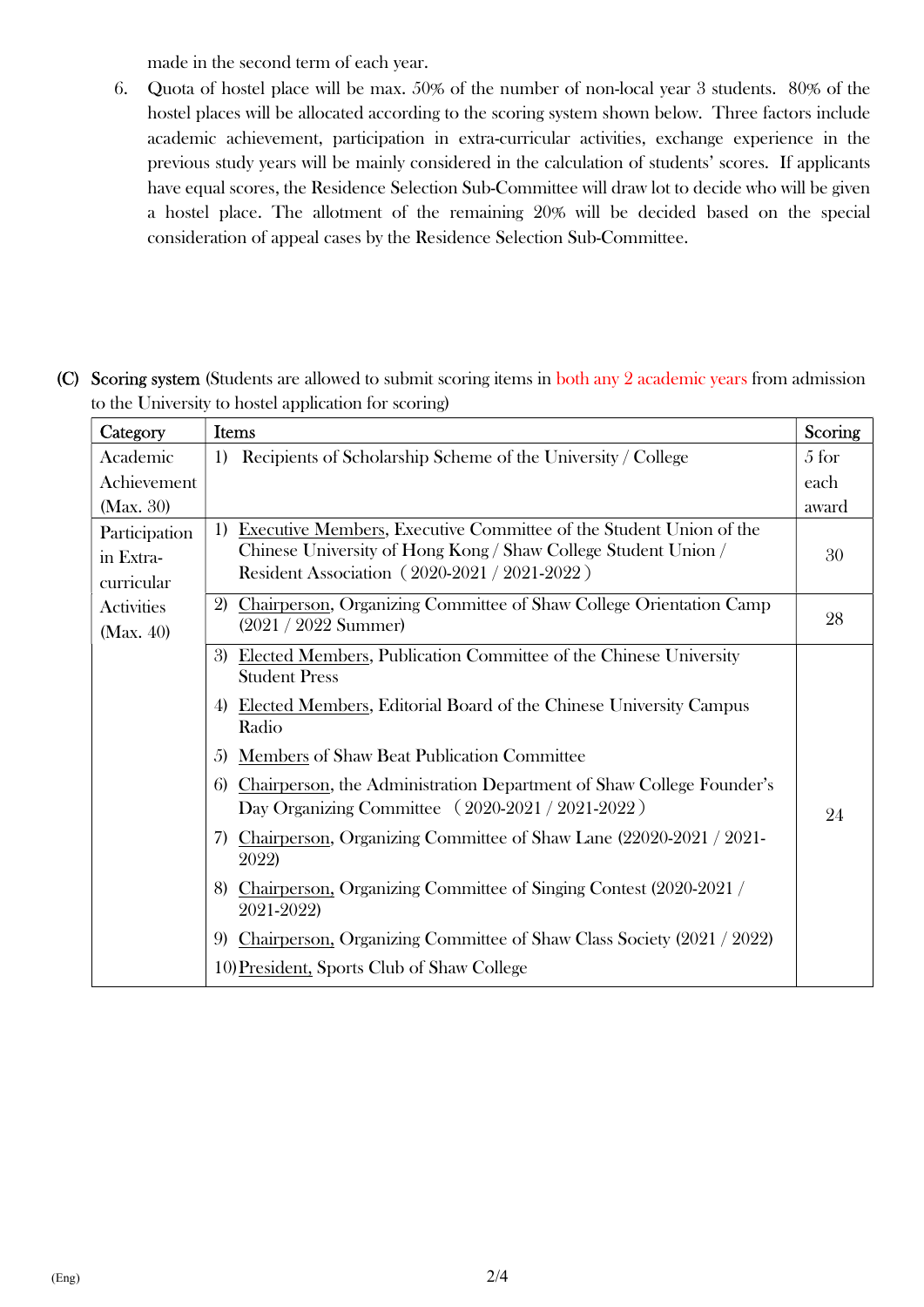made in the second term of each year.

6. Quota of hostel place will be max. 50% of the number of non-local year 3 students. 80% of the hostel places will be allocated according to the scoring system shown below. Three factors include academic achievement, participation in extra-curricular activities, exchange experience in the previous study years will be mainly considered in the calculation of students' scores. If applicants have equal scores, the Residence Selection Sub-Committee will draw lot to decide who will be given a hostel place. The allotment of the remaining 20% will be decided based on the special consideration of appeal cases by the Residence Selection Sub-Committee.

**(C) Scoring system** (Students are allowed to submit scoring items in both any 2 academic years from admission to the University to hostel application for scoring)

| Category | Items | Scoring |
|---|---|---|
| Academic Achievement (Max. 30) | 1) Recipients of Scholarship Scheme of the University / College | 5 for each award |
| Participation in Extra-curricular Activities (Max. 40) | 1) Executive Members, Executive Committee of the Student Union of the Chinese University of Hong Kong / Shaw College Student Union / Resident Association（2020-2021 / 2021-2022） | 30 |
| | 2) Chairperson, Organizing Committee of Shaw College Orientation Camp (2021 / 2022 Summer) | 28 |
| | 3) Elected Members, Publication Committee of the Chinese University Student Press<br>4) Elected Members, Editorial Board of the Chinese University Campus Radio<br>5) Members of Shaw Beat Publication Committee<br>6) Chairperson, the Administration Department of Shaw College Founder's Day Organizing Committee （2020-2021 / 2021-2022）<br>7) Chairperson, Organizing Committee of Shaw Lane (22020-2021 / 2021-2022)<br>8) Chairperson, Organizing Committee of Singing Contest (2020-2021 / 2021-2022)<br>9) Chairperson, Organizing Committee of Shaw Class Society (2021 / 2022)<br>10) President, Sports Club of Shaw College | 24 |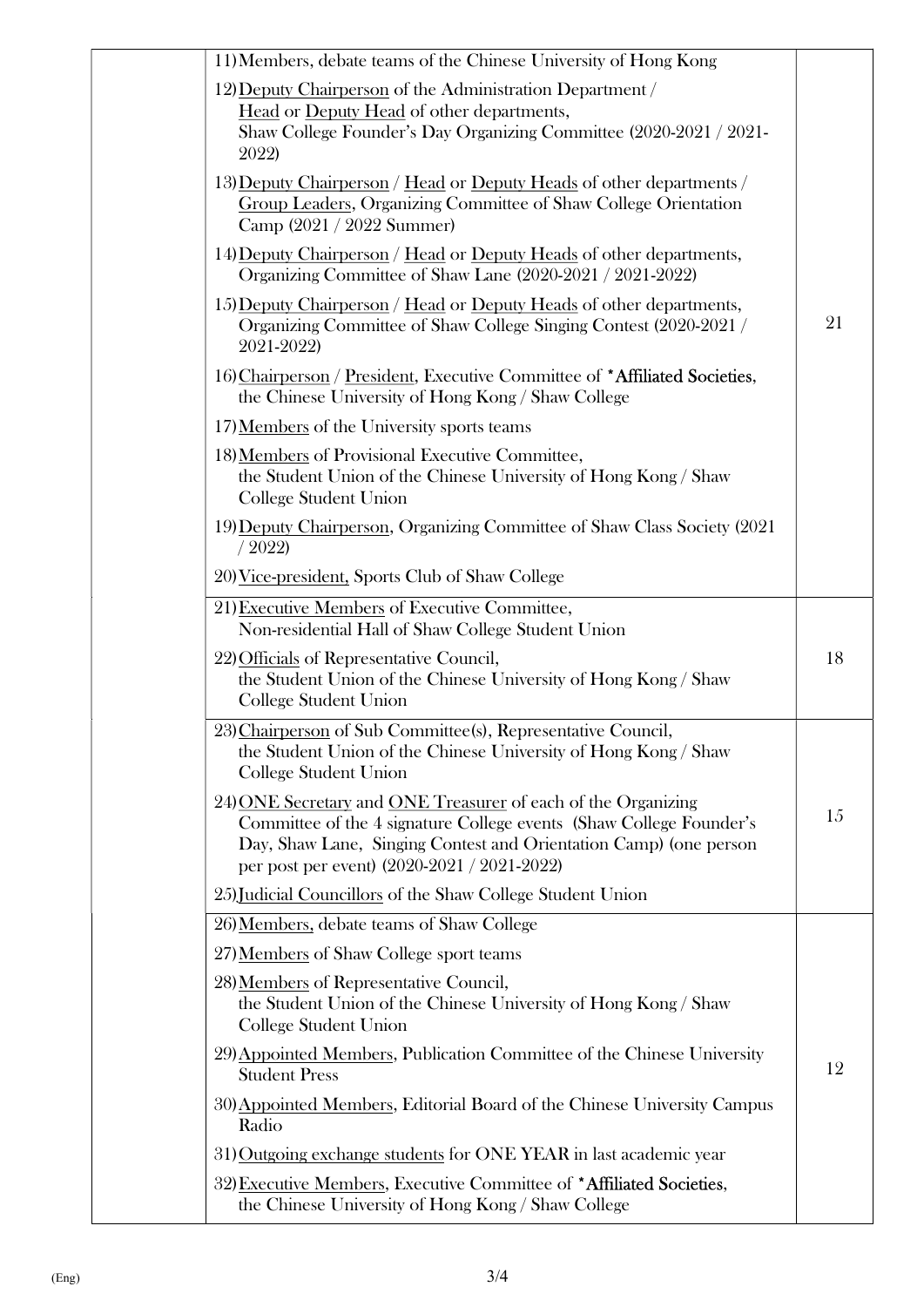| | | |
|---|---|---|
| | 11) Members, debate teams of the Chinese University of Hong Kong<br>12) Deputy Chairperson of the Administration Department / Head or Deputy Head of other departments, Shaw College Founder's Day Organizing Committee (2020-2021 / 2021-2022)<br>13) Deputy Chairperson / Head or Deputy Heads of other departments / Group Leaders, Organizing Committee of Shaw College Orientation Camp (2021 / 2022 Summer)<br>14) Deputy Chairperson / Head or Deputy Heads of other departments, Organizing Committee of Shaw Lane (2020-2021 / 2021-2022)<br>15) Deputy Chairperson / Head or Deputy Heads of other departments, Organizing Committee of Shaw College Singing Contest (2020-2021 / 2021-2022)<br>16) Chairperson / President, Executive Committee of *Affiliated Societies, the Chinese University of Hong Kong / Shaw College<br>17) Members of the University sports teams<br>18) Members of Provisional Executive Committee, the Student Union of the Chinese University of Hong Kong / Shaw College Student Union<br>19) Deputy Chairperson, Organizing Committee of Shaw Class Society (2021 / 2022)<br>20) Vice-president, Sports Club of Shaw College | 21 |
| | 21) Executive Members of Executive Committee, Non-residential Hall of Shaw College Student Union<br>22) Officials of Representative Council, the Student Union of the Chinese University of Hong Kong / Shaw College Student Union | 18 |
| | 23) Chairperson of Sub Committee(s), Representative Council, the Student Union of the Chinese University of Hong Kong / Shaw College Student Union<br>24) ONE Secretary and ONE Treasurer of each of the Organizing Committee of the 4 signature College events (Shaw College Founder's Day, Shaw Lane, Singing Contest and Orientation Camp) (one person per post per event) (2020-2021 / 2021-2022)<br>25) Judicial Councillors of the Shaw College Student Union | 15 |
| | 26) Members, debate teams of Shaw College<br>27) Members of Shaw College sport teams<br>28) Members of Representative Council, the Student Union of the Chinese University of Hong Kong / Shaw College Student Union<br>29) Appointed Members, Publication Committee of the Chinese University Student Press<br>30) Appointed Members, Editorial Board of the Chinese University Campus Radio<br>31) Outgoing exchange students for ONE YEAR in last academic year<br>32) Executive Members, Executive Committee of *Affiliated Societies, the Chinese University of Hong Kong / Shaw College | 12 |

(Eng)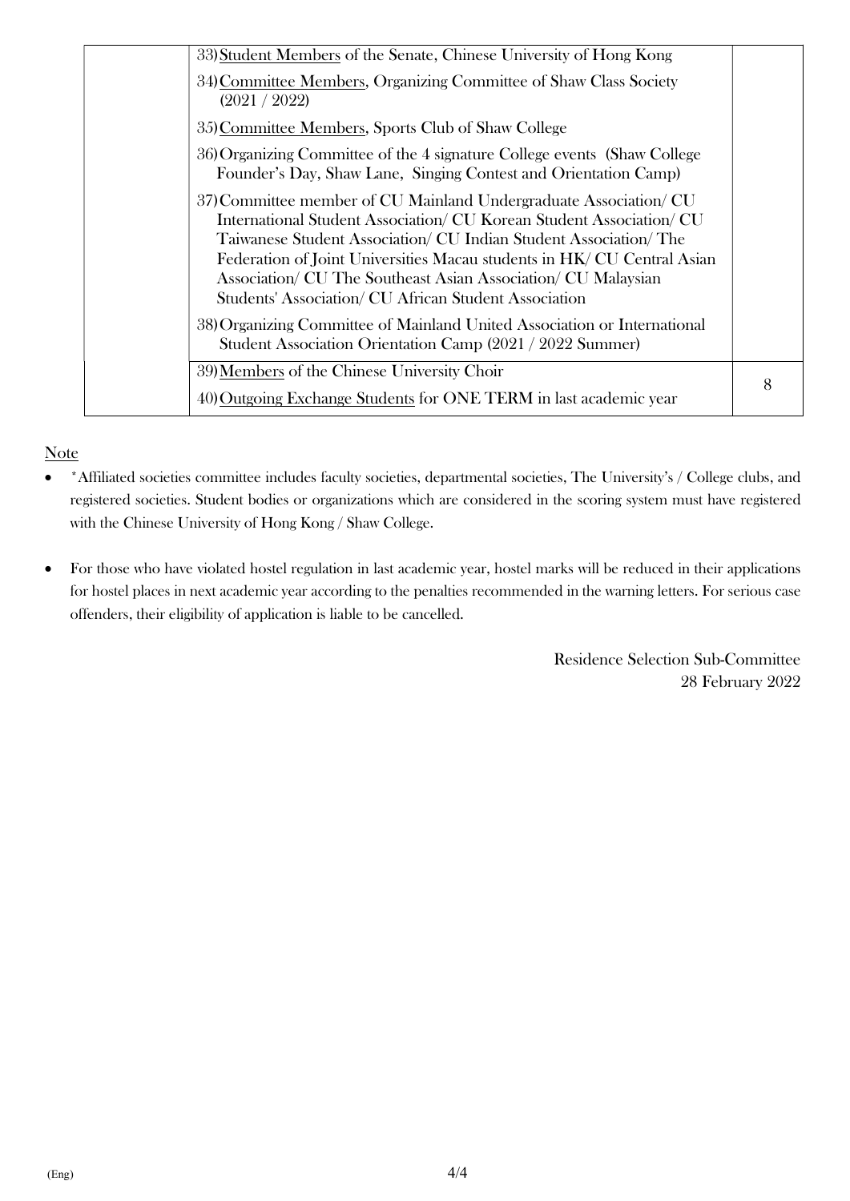| | | |
|---|---|---|
| | 33) <u>Student Members</u> of the Senate, Chinese University of Hong Kong<br>34) <u>Committee Members</u>, Organizing Committee of Shaw Class Society (2021 / 2022)<br>35) <u>Committee Members</u>, Sports Club of Shaw College<br>36) Organizing Committee of the 4 signature College events (Shaw College Founder's Day, Shaw Lane, Singing Contest and Orientation Camp)<br>37) Committee member of CU Mainland Undergraduate Association/ CU International Student Association/ CU Korean Student Association/ CU Taiwanese Student Association/ CU Indian Student Association/ The Federation of Joint Universities Macau students in HK/ CU Central Asian Association/ CU The Southeast Asian Association/ CU Malaysian Students' Association/ CU African Student Association<br>38) Organizing Committee of Mainland United Association or International Student Association Orientation Camp (2021 / 2022 Summer) | |
| | 39) <u>Members</u> of the Chinese University Choir<br>40) <u>Outgoing Exchange Students</u> for ONE TERM in last academic year | 8 |

<u>Note</u>

- *Affiliated societies committee includes faculty societies, departmental societies, The University's / College clubs, and registered societies. Student bodies or organizations which are considered in the scoring system must have registered with the Chinese University of Hong Kong / Shaw College.

- For those who have violated hostel regulation in last academic year, hostel marks will be reduced in their applications for hostel places in next academic year according to the penalties recommended in the warning letters. For serious case offenders, their eligibility of application is liable to be cancelled.

Residence Selection Sub-Committee
28 February 2022

(Eng)